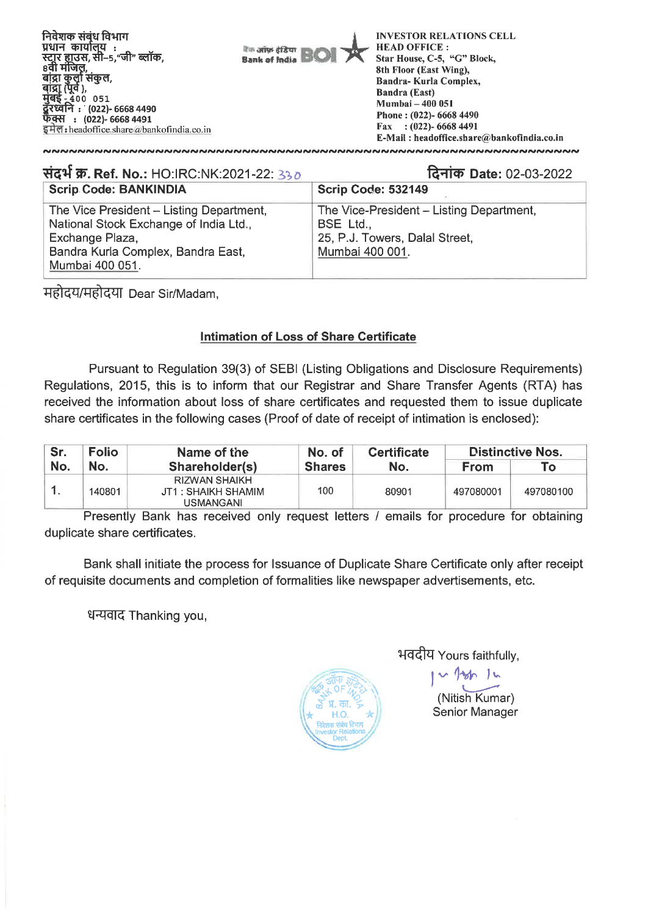निवेशक संबंध विभाग
प्रधान कार्यालय :
स्टार हाउस, सी–5,"जी" ब्लॉक,
8वी मंजिल,
बांद्रा कुर्ला संकुल,
बांद्रा (पूर्व),
मुंबई - 400 051
दूरध्वनि : (022)- 6668 4490
फैक्स : (022)- 6668 4491
इमेल : headoffice.share@bankofindia.co.in

बैंक ऑफ इंडिया Bank of India BOI

INVESTOR RELATIONS CELL
HEAD OFFICE :
Star House, C-5, "G" Block,
8th Floor (East Wing),
Bandra- Kurla Complex,
Bandra (East)
Mumbai – 400 051
Phone : (022)- 6668 4490
Fax : (022)- 6668 4491
E-Mail : headoffice.share@bankofindia.co.in

**संदर्भ क्र. Ref. No.:** HO:IRC:NK:2021-22: 330

**दिनांक Date:** 02-03-2022

| **Scrip Code: BANKINDIA** | **Scrip Code: 532149** |
|---|---|
| The Vice President – Listing Department, National Stock Exchange of India Ltd., Exchange Plaza, Bandra Kurla Complex, Bandra East, Mumbai 400 051. | The Vice-President – Listing Department, BSE Ltd., 25, P.J. Towers, Dalal Street, Mumbai 400 001. |

महोदय/महोदया Dear Sir/Madam,

## Intimation of Loss of Share Certificate

Pursuant to Regulation 39(3) of SEBI (Listing Obligations and Disclosure Requirements) Regulations, 2015, this is to inform that our Registrar and Share Transfer Agents (RTA) has received the information about loss of share certificates and requested them to issue duplicate share certificates in the following cases (Proof of date of receipt of intimation is enclosed):

| Sr. No. | Folio No. | Name of the Shareholder(s) | No. of Shares | Certificate No. | Distinctive Nos. | |
|---|---|---|---|---|---|---|
| | | | | | From | To |
| 1. | 140801 | RIZWAN SHAIKH JT1 : SHAIKH SHAMIM USMANGANI | 100 | 80901 | 497080001 | 497080100 |

Presently Bank has received only request letters / emails for procedure for obtaining duplicate share certificates.

Bank shall initiate the process for Issuance of Duplicate Share Certificate only after receipt of requisite documents and completion of formalities like newspaper advertisements, etc.

धन्यवाद Thanking you,

भवदीय Yours faithfully,

(Nitish Kumar)
Senior Manager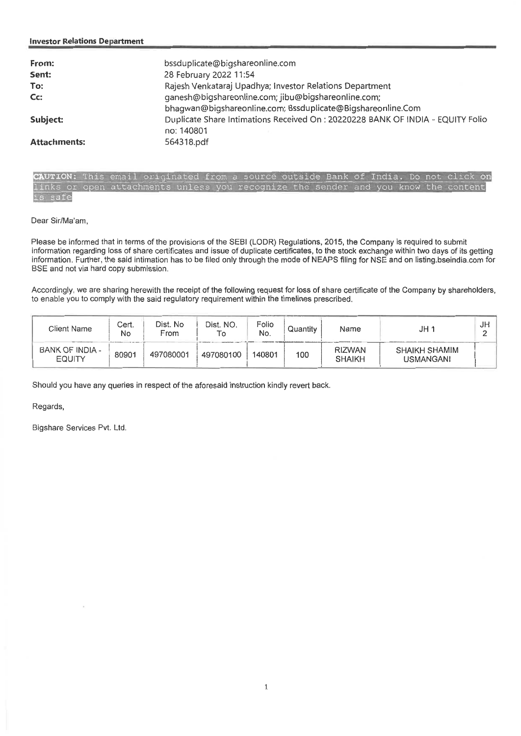**Investor Relations Department**

| | |
|---|---|
| **From:** | bssduplicate@bigshareonline.com |
| **Sent:** | 28 February 2022 11:54 |
| **To:** | Rajesh Venkataraj Upadhya; Investor Relations Department |
| **Cc:** | ganesh@bigshareonline.com; jibu@bigshareonline.com; bhagwan@bigshareonline.com; Bssduplicate@Bigshareonline.Com |
| **Subject:** | Duplicate Share Intimations Received On : 20220228 BANK OF INDIA - EQUITY Folio no: 140801 |
| **Attachments:** | 564318.pdf |

**CAUTION:** This email originated from a source outside Bank of India. Do not click on links or open attachments unless you recognize the sender and you know the content is safe

Dear Sir/Ma'am,

Please be informed that in terms of the provisions of the SEBI (LODR) Regulations, 2015, the Company is required to submit information regarding loss of share certificates and issue of duplicate certificates, to the stock exchange within two days of its getting information. Further, the said intimation has to be filed only through the mode of NEAPS filing for NSE and on listing.bseindia.com for BSE and not via hard copy submission.

Accordingly, we are sharing herewith the receipt of the following request for loss of share certificate of the Company by shareholders, to enable you to comply with the said regulatory requirement within the timelines prescribed.

| Client Name | Cert. No | Dist. No From | Dist. NO. To | Folio No. | Quantity | Name | JH 1 | JH 2 |
|---|---|---|---|---|---|---|---|---|
| BANK OF INDIA - EQUITY | 80901 | 497080001 | 497080100 | 140801 | 100 | RIZWAN SHAIKH | SHAIKH SHAMIM USMANGANI | |

Should you have any queries in respect of the aforesaid instruction kindly revert back.

Regards,

Bigshare Services Pvt. Ltd.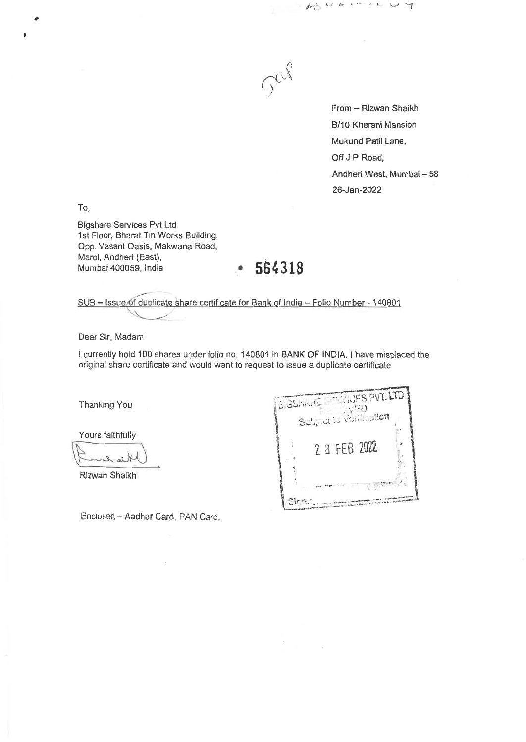From – Rizwan Shaikh
B/10 Kherani Mansion
Mukund Patil Lane,
Off J P Road,
Andheri West, Mumbai – 58
26-Jan-2022

To,

Bigshare Services Pvt Ltd
1st Floor, Bharat Tin Works Building,
Opp. Vasant Oasis, Makwana Road,
Marol, Andheri (East),
Mumbai 400059, India

564318

SUB – Issue of duplicate share certificate for Bank of India – Folio Number - 140801

Dear Sir, Madam

I currently hold 100 shares under folio no. 140801 in BANK OF INDIA. I have misplaced the original share certificate and would want to request to issue a duplicate certificate

Thanking You

Yours faithfully

Rizwan Shaikh

BIGSHARE SERVICES PVT. LTD
RECEIVED
Subject to Verification
28 FEB 2022
Sign.:

Enclosed – Aadhar Card, PAN Card.